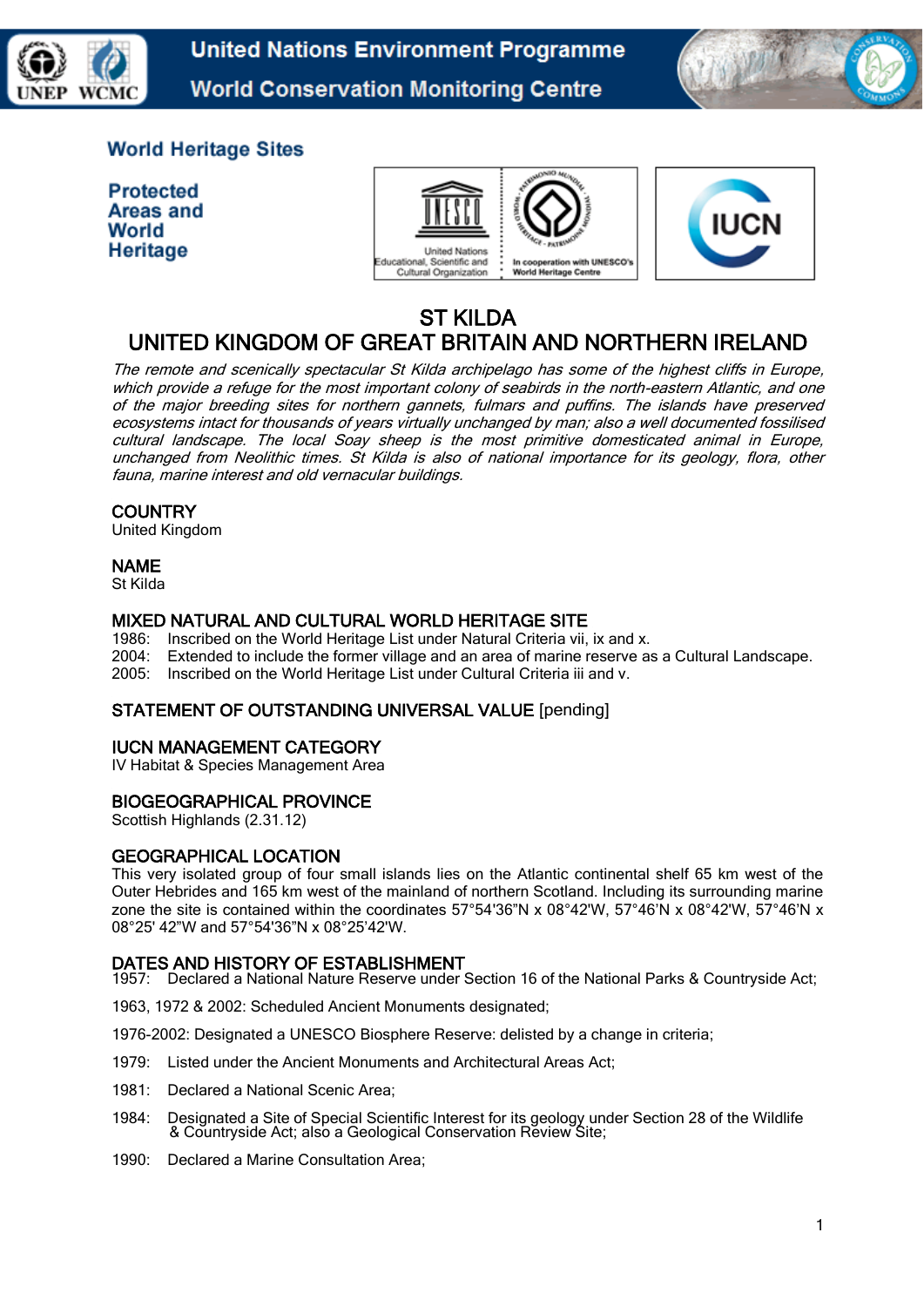World Heritage Sites

Protected Areas and World Heritage

# ST KILDA
# UNITED KINGDOM OF GREAT BRITAIN AND NORTHERN IRELAND

*The remote and scenically spectacular St Kilda archipelago has some of the highest cliffs in Europe, which provide a refuge for the most important colony of seabirds in the north-eastern Atlantic, and one of the major breeding sites for northern gannets, fulmars and puffins. The islands have preserved ecosystems intact for thousands of years virtually unchanged by man; also a well documented fossilised cultural landscape. The local Soay sheep is the most primitive domesticated animal in Europe, unchanged from Neolithic times. St Kilda is also of national importance for its geology, flora, other fauna, marine interest and old vernacular buildings.*

## COUNTRY

United Kingdom

## NAME

St Kilda

## MIXED NATURAL AND CULTURAL WORLD HERITAGE SITE

1986: Inscribed on the World Heritage List under Natural Criteria vii, ix and x.
2004: Extended to include the former village and an area of marine reserve as a Cultural Landscape.
2005: Inscribed on the World Heritage List under Cultural Criteria iii and v.

## STATEMENT OF OUTSTANDING UNIVERSAL VALUE [pending]

## IUCN MANAGEMENT CATEGORY

IV Habitat & Species Management Area

## BIOGEOGRAPHICAL PROVINCE

Scottish Highlands (2.31.12)

## GEOGRAPHICAL LOCATION

This very isolated group of four small islands lies on the Atlantic continental shelf 65 km west of the Outer Hebrides and 165 km west of the mainland of northern Scotland. Including its surrounding marine zone the site is contained within the coordinates 57°54'36"N x 08°42'W, 57°46'N x 08°42'W, 57°46'N x 08°25' 42"W and 57°54'36"N x 08°25'42'W.

## DATES AND HISTORY OF ESTABLISHMENT

1957: Declared a National Nature Reserve under Section 16 of the National Parks & Countryside Act;

1963, 1972 & 2002: Scheduled Ancient Monuments designated;

1976-2002: Designated a UNESCO Biosphere Reserve: delisted by a change in criteria;

1979: Listed under the Ancient Monuments and Architectural Areas Act;

1981: Declared a National Scenic Area;

1984: Designated a Site of Special Scientific Interest for its geology under Section 28 of the Wildlife & Countryside Act; also a Geological Conservation Review Site;

1990: Declared a Marine Consultation Area;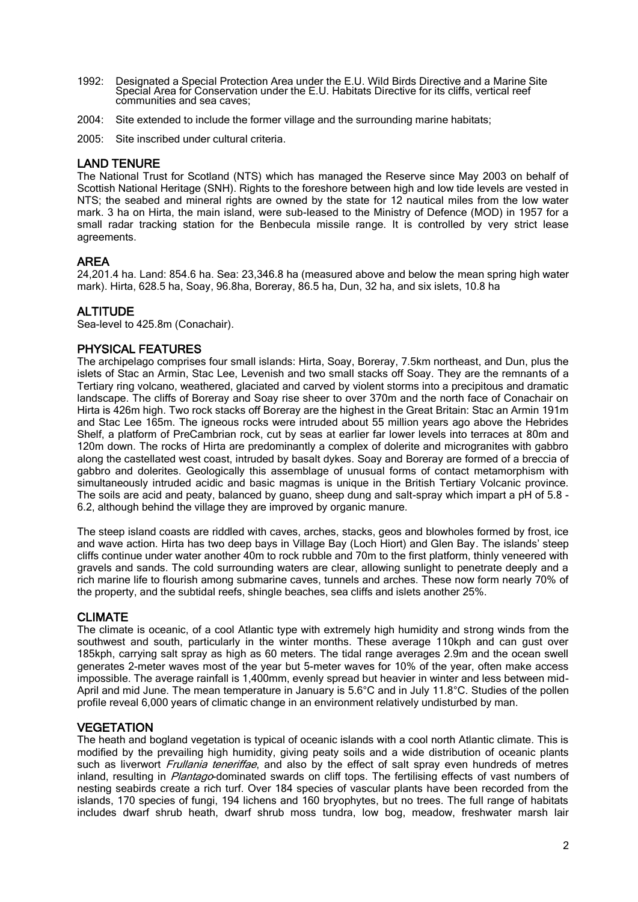1992: Designated a Special Protection Area under the E.U. Wild Birds Directive and a Marine Site Special Area for Conservation under the E.U. Habitats Directive for its cliffs, vertical reef communities and sea caves;

2004: Site extended to include the former village and the surrounding marine habitats;

2005: Site inscribed under cultural criteria.

## LAND TENURE

The National Trust for Scotland (NTS) which has managed the Reserve since May 2003 on behalf of Scottish National Heritage (SNH). Rights to the foreshore between high and low tide levels are vested in NTS; the seabed and mineral rights are owned by the state for 12 nautical miles from the low water mark. 3 ha on Hirta, the main island, were sub-leased to the Ministry of Defence (MOD) in 1957 for a small radar tracking station for the Benbecula missile range. It is controlled by very strict lease agreements.

## AREA

24,201.4 ha. Land: 854.6 ha. Sea: 23,346.8 ha (measured above and below the mean spring high water mark). Hirta, 628.5 ha, Soay, 96.8ha, Boreray, 86.5 ha, Dun, 32 ha, and six islets, 10.8 ha

## ALTITUDE

Sea-level to 425.8m (Conachair).

## PHYSICAL FEATURES

The archipelago comprises four small islands: Hirta, Soay, Boreray, 7.5km northeast, and Dun, plus the islets of Stac an Armin, Stac Lee, Levenish and two small stacks off Soay. They are the remnants of a Tertiary ring volcano, weathered, glaciated and carved by violent storms into a precipitous and dramatic landscape. The cliffs of Boreray and Soay rise sheer to over 370m and the north face of Conachair on Hirta is 426m high. Two rock stacks off Boreray are the highest in the Great Britain: Stac an Armin 191m and Stac Lee 165m. The igneous rocks were intruded about 55 million years ago above the Hebrides Shelf, a platform of PreCambrian rock, cut by seas at earlier far lower levels into terraces at 80m and 120m down. The rocks of Hirta are predominantly a complex of dolerite and microgranites with gabbro along the castellated west coast, intruded by basalt dykes. Soay and Boreray are formed of a breccia of gabbro and dolerites. Geologically this assemblage of unusual forms of contact metamorphism with simultaneously intruded acidic and basic magmas is unique in the British Tertiary Volcanic province. The soils are acid and peaty, balanced by guano, sheep dung and salt-spray which impart a pH of 5.8 - 6.2, although behind the village they are improved by organic manure.

The steep island coasts are riddled with caves, arches, stacks, geos and blowholes formed by frost, ice and wave action. Hirta has two deep bays in Village Bay (Loch Hiort) and Glen Bay. The islands' steep cliffs continue under water another 40m to rock rubble and 70m to the first platform, thinly veneered with gravels and sands. The cold surrounding waters are clear, allowing sunlight to penetrate deeply and a rich marine life to flourish among submarine caves, tunnels and arches. These now form nearly 70% of the property, and the subtidal reefs, shingle beaches, sea cliffs and islets another 25%.

## CLIMATE

The climate is oceanic, of a cool Atlantic type with extremely high humidity and strong winds from the southwest and south, particularly in the winter months. These average 110kph and can gust over 185kph, carrying salt spray as high as 60 meters. The tidal range averages 2.9m and the ocean swell generates 2-meter waves most of the year but 5-meter waves for 10% of the year, often make access impossible. The average rainfall is 1,400mm, evenly spread but heavier in winter and less between mid-April and mid June. The mean temperature in January is 5.6°C and in July 11.8°C. Studies of the pollen profile reveal 6,000 years of climatic change in an environment relatively undisturbed by man.

## VEGETATION

The heath and bogland vegetation is typical of oceanic islands with a cool north Atlantic climate. This is modified by the prevailing high humidity, giving peaty soils and a wide distribution of oceanic plants such as liverwort *Frullania teneriffae*, and also by the effect of salt spray even hundreds of metres inland, resulting in *Plantago*-dominated swards on cliff tops. The fertilising effects of vast numbers of nesting seabirds create a rich turf. Over 184 species of vascular plants have been recorded from the islands, 170 species of fungi, 194 lichens and 160 bryophytes, but no trees. The full range of habitats includes dwarf shrub heath, dwarf shrub moss tundra, low bog, meadow, freshwater marsh lair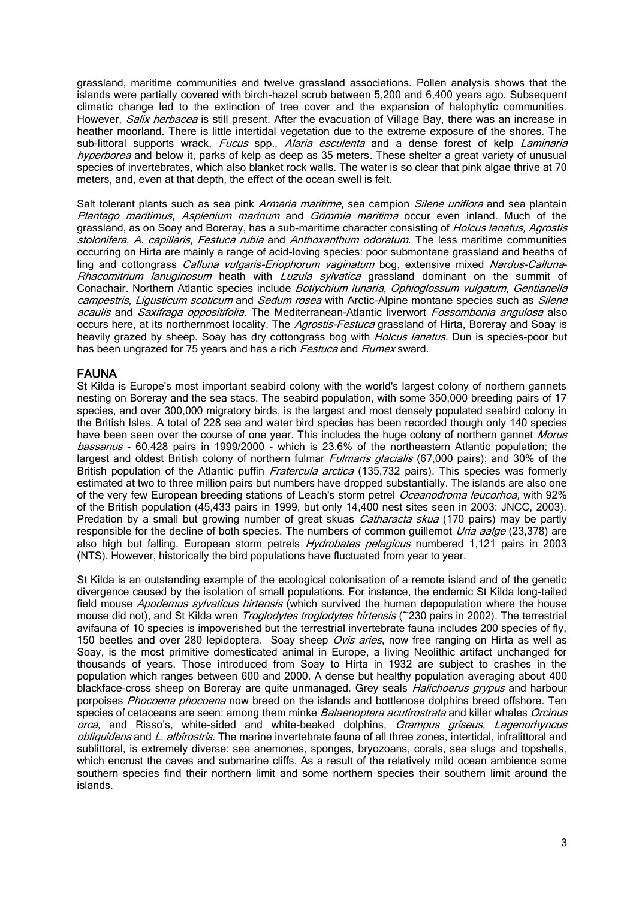grassland, maritime communities and twelve grassland associations. Pollen analysis shows that the islands were partially covered with birch-hazel scrub between 5,200 and 6,400 years ago. Subsequent climatic change led to the extinction of tree cover and the expansion of halophytic communities. However, *Salix herbacea* is still present. After the evacuation of Village Bay, there was an increase in heather moorland. There is little intertidal vegetation due to the extreme exposure of the shores. The sub-littoral supports wrack, *Fucus* spp., *Alaria esculenta* and a dense forest of kelp *Laminaria hyperborea* and below it, parks of kelp as deep as 35 meters. These shelter a great variety of unusual species of invertebrates, which also blanket rock walls. The water is so clear that pink algae thrive at 70 meters, and, even at that depth, the effect of the ocean swell is felt.

Salt tolerant plants such as sea pink *Armaria maritime*, sea campion *Silene uniflora* and sea plantain *Plantago maritimus*, *Asplenium marinum* and *Grimmia maritima* occur even inland. Much of the grassland, as on Soay and Boreray, has a sub-maritime character consisting of *Holcus lanatus, Agrostis stolonifera*, *A. capillaris*, *Festuca rubia* and *Anthoxanthum odoratum*. The less maritime communities occurring on Hirta are mainly a range of acid-loving species: poor submontane grassland and heaths of ling and cottongrass *Calluna vulgaris-Eriophorum vaginatum* bog, extensive mixed *Nardus-Calluna-Rhacomitrium lanuginosum* heath with *Luzula sylvatica* grassland dominant on the summit of Conachair. Northern Atlantic species include *Botiychium lunaria*, *Ophioglossum vulgatum*, *Gentianella campestris*, *Ligusticum scoticum* and *Sedum rosea* with Arctic-Alpine montane species such as *Silene acaulis* and *Saxifraga oppositifolia*. The Mediterranean-Atlantic liverwort *Fossombonia angulosa* also occurs here, at its northernmost locality. The *Agrostis-Festuca* grassland of Hirta, Boreray and Soay is heavily grazed by sheep. Soay has dry cottongrass bog with *Holcus lanatus.* Dun is species-poor but has been ungrazed for 75 years and has a rich *Festuca* and *Rumex* sward.

## FAUNA

St Kilda is Europe's most important seabird colony with the world's largest colony of northern gannets nesting on Boreray and the sea stacs. The seabird population, with some 350,000 breeding pairs of 17 species, and over 300,000 migratory birds, is the largest and most densely populated seabird colony in the British Isles. A total of 228 sea and water bird species has been recorded though only 140 species have been seen over the course of one year. This includes the huge colony of northern gannet *Morus bassanus* - 60,428 pairs in 1999/2000 - which is 23.6% of the northeastern Atlantic population; the largest and oldest British colony of northern fulmar *Fulmaris glacialis* (67,000 pairs); and 30% of the British population of the Atlantic puffin *Fratercula arctica* (135,732 pairs). This species was formerly estimated at two to three million pairs but numbers have dropped substantially. The islands are also one of the very few European breeding stations of Leach's storm petrel *Oceanodroma leucorhoa,* with 92% of the British population (45,433 pairs in 1999, but only 14,400 nest sites seen in 2003: JNCC, 2003). Predation by a small but growing number of great skuas *Catharacta skua* (170 pairs) may be partly responsible for the decline of both species. The numbers of common guillemot *Uria aalge* (23,378) are also high but falling. European storm petrels *Hydrobates pelagicus* numbered 1,121 pairs in 2003 (NTS). However, historically the bird populations have fluctuated from year to year.

St Kilda is an outstanding example of the ecological colonisation of a remote island and of the genetic divergence caused by the isolation of small populations. For instance, the endemic St Kilda long-tailed field mouse *Apodemus sylvaticus hirtensis* (which survived the human depopulation where the house mouse did not), and St Kilda wren *Troglodytes troglodytes hirtensis* (~230 pairs in 2002). The terrestrial avifauna of 10 species is impoverished but the terrestrial invertebrate fauna includes 200 species of fly, 150 beetles and over 280 lepidoptera. Soay sheep *Ovis aries*, now free ranging on Hirta as well as Soay, is the most primitive domesticated animal in Europe, a living Neolithic artifact unchanged for thousands of years. Those introduced from Soay to Hirta in 1932 are subject to crashes in the population which ranges between 600 and 2000. A dense but healthy population averaging about 400 blackface-cross sheep on Boreray are quite unmanaged. Grey seals *Halichoerus grypus* and harbour porpoises *Phocoena phocoena* now breed on the islands and bottlenose dolphins breed offshore. Ten species of cetaceans are seen: among them minke *Balaenoptera acutirostrata* and killer whales *Orcinus orca*, and Risso's, white-sided and white-beaked dolphins, *Grampus griseus, Lagenorhyncus obliquidens* and *L. albirostris*. The marine invertebrate fauna of all three zones, intertidal, infralittoral and sublittoral, is extremely diverse: sea anemones, sponges, bryozoans, corals, sea slugs and topshells, which encrust the caves and submarine cliffs. As a result of the relatively mild ocean ambience some southern species find their northern limit and some northern species their southern limit around the islands.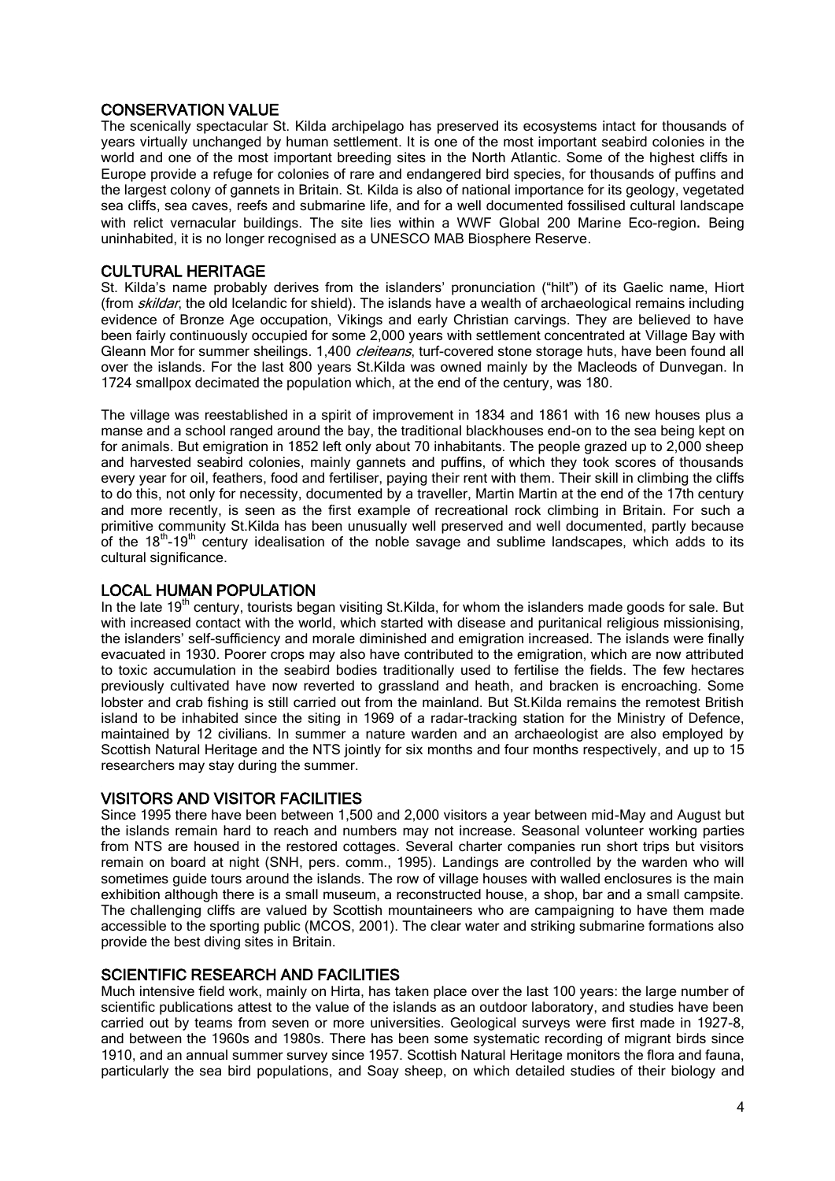## CONSERVATION VALUE

The scenically spectacular St. Kilda archipelago has preserved its ecosystems intact for thousands of years virtually unchanged by human settlement. It is one of the most important seabird colonies in the world and one of the most important breeding sites in the North Atlantic. Some of the highest cliffs in Europe provide a refuge for colonies of rare and endangered bird species, for thousands of puffins and the largest colony of gannets in Britain. St. Kilda is also of national importance for its geology, vegetated sea cliffs, sea caves, reefs and submarine life, and for a well documented fossilised cultural landscape with relict vernacular buildings. The site lies within a WWF Global 200 Marine Eco-region**.** Being uninhabited, it is no longer recognised as a UNESCO MAB Biosphere Reserve.

## CULTURAL HERITAGE

St. Kilda's name probably derives from the islanders' pronunciation ("hilt") of its Gaelic name, Hiort (from *skildar*, the old Icelandic for shield). The islands have a wealth of archaeological remains including evidence of Bronze Age occupation, Vikings and early Christian carvings. They are believed to have been fairly continuously occupied for some 2,000 years with settlement concentrated at Village Bay with Gleann Mor for summer sheilings. 1,400 *cleiteans*, turf-covered stone storage huts, have been found all over the islands. For the last 800 years St.Kilda was owned mainly by the Macleods of Dunvegan. In 1724 smallpox decimated the population which, at the end of the century, was 180.

The village was reestablished in a spirit of improvement in 1834 and 1861 with 16 new houses plus a manse and a school ranged around the bay, the traditional blackhouses end-on to the sea being kept on for animals. But emigration in 1852 left only about 70 inhabitants. The people grazed up to 2,000 sheep and harvested seabird colonies, mainly gannets and puffins, of which they took scores of thousands every year for oil, feathers, food and fertiliser, paying their rent with them. Their skill in climbing the cliffs to do this, not only for necessity, documented by a traveller, Martin Martin at the end of the 17th century and more recently, is seen as the first example of recreational rock climbing in Britain. For such a primitive community St.Kilda has been unusually well preserved and well documented, partly because of the 18th-19th century idealisation of the noble savage and sublime landscapes, which adds to its cultural significance.

## LOCAL HUMAN POPULATION

In the late 19th century, tourists began visiting St.Kilda, for whom the islanders made goods for sale. But with increased contact with the world, which started with disease and puritanical religious missionising, the islanders' self-sufficiency and morale diminished and emigration increased. The islands were finally evacuated in 1930. Poorer crops may also have contributed to the emigration, which are now attributed to toxic accumulation in the seabird bodies traditionally used to fertilise the fields. The few hectares previously cultivated have now reverted to grassland and heath, and bracken is encroaching. Some lobster and crab fishing is still carried out from the mainland. But St.Kilda remains the remotest British island to be inhabited since the siting in 1969 of a radar-tracking station for the Ministry of Defence, maintained by 12 civilians. In summer a nature warden and an archaeologist are also employed by Scottish Natural Heritage and the NTS jointly for six months and four months respectively, and up to 15 researchers may stay during the summer.

## VISITORS AND VISITOR FACILITIES

Since 1995 there have been between 1,500 and 2,000 visitors a year between mid-May and August but the islands remain hard to reach and numbers may not increase. Seasonal volunteer working parties from NTS are housed in the restored cottages. Several charter companies run short trips but visitors remain on board at night (SNH, pers. comm., 1995). Landings are controlled by the warden who will sometimes guide tours around the islands. The row of village houses with walled enclosures is the main exhibition although there is a small museum, a reconstructed house, a shop, bar and a small campsite. The challenging cliffs are valued by Scottish mountaineers who are campaigning to have them made accessible to the sporting public (MCOS, 2001). The clear water and striking submarine formations also provide the best diving sites in Britain.

## SCIENTIFIC RESEARCH AND FACILITIES

Much intensive field work, mainly on Hirta, has taken place over the last 100 years: the large number of scientific publications attest to the value of the islands as an outdoor laboratory, and studies have been carried out by teams from seven or more universities. Geological surveys were first made in 1927-8, and between the 1960s and 1980s. There has been some systematic recording of migrant birds since 1910, and an annual summer survey since 1957. Scottish Natural Heritage monitors the flora and fauna, particularly the sea bird populations, and Soay sheep, on which detailed studies of their biology and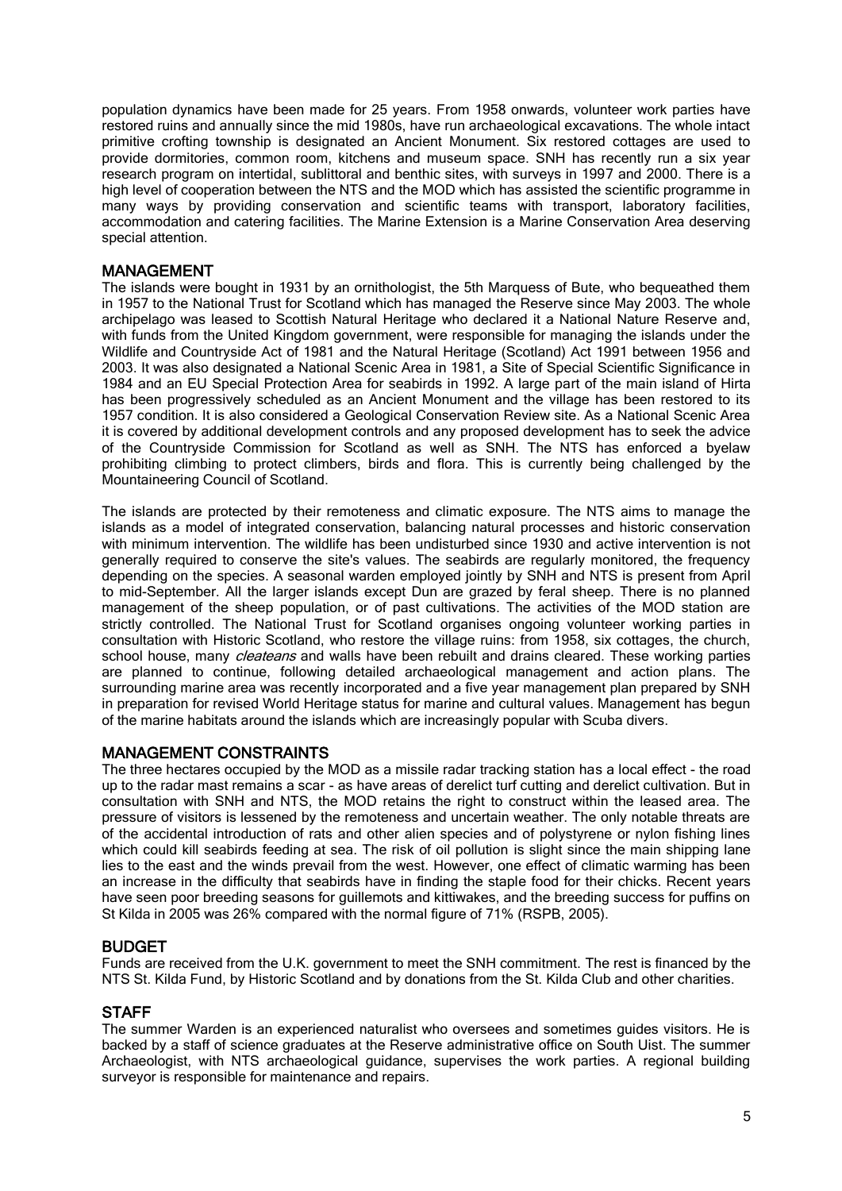population dynamics have been made for 25 years. From 1958 onwards, volunteer work parties have restored ruins and annually since the mid 1980s, have run archaeological excavations. The whole intact primitive crofting township is designated an Ancient Monument. Six restored cottages are used to provide dormitories, common room, kitchens and museum space. SNH has recently run a six year research program on intertidal, sublittoral and benthic sites, with surveys in 1997 and 2000. There is a high level of cooperation between the NTS and the MOD which has assisted the scientific programme in many ways by providing conservation and scientific teams with transport, laboratory facilities, accommodation and catering facilities. The Marine Extension is a Marine Conservation Area deserving special attention.

## MANAGEMENT

The islands were bought in 1931 by an ornithologist, the 5th Marquess of Bute, who bequeathed them in 1957 to the National Trust for Scotland which has managed the Reserve since May 2003. The whole archipelago was leased to Scottish Natural Heritage who declared it a National Nature Reserve and, with funds from the United Kingdom government, were responsible for managing the islands under the Wildlife and Countryside Act of 1981 and the Natural Heritage (Scotland) Act 1991 between 1956 and 2003. It was also designated a National Scenic Area in 1981, a Site of Special Scientific Significance in 1984 and an EU Special Protection Area for seabirds in 1992. A large part of the main island of Hirta has been progressively scheduled as an Ancient Monument and the village has been restored to its 1957 condition. It is also considered a Geological Conservation Review site. As a National Scenic Area it is covered by additional development controls and any proposed development has to seek the advice of the Countryside Commission for Scotland as well as SNH. The NTS has enforced a byelaw prohibiting climbing to protect climbers, birds and flora. This is currently being challenged by the Mountaineering Council of Scotland.

The islands are protected by their remoteness and climatic exposure. The NTS aims to manage the islands as a model of integrated conservation, balancing natural processes and historic conservation with minimum intervention. The wildlife has been undisturbed since 1930 and active intervention is not generally required to conserve the site's values. The seabirds are regularly monitored, the frequency depending on the species. A seasonal warden employed jointly by SNH and NTS is present from April to mid-September. All the larger islands except Dun are grazed by feral sheep. There is no planned management of the sheep population, or of past cultivations. The activities of the MOD station are strictly controlled. The National Trust for Scotland organises ongoing volunteer working parties in consultation with Historic Scotland, who restore the village ruins: from 1958, six cottages, the church, school house, many *cleateans* and walls have been rebuilt and drains cleared. These working parties are planned to continue, following detailed archaeological management and action plans. The surrounding marine area was recently incorporated and a five year management plan prepared by SNH in preparation for revised World Heritage status for marine and cultural values. Management has begun of the marine habitats around the islands which are increasingly popular with Scuba divers.

## MANAGEMENT CONSTRAINTS

The three hectares occupied by the MOD as a missile radar tracking station has a local effect - the road up to the radar mast remains a scar - as have areas of derelict turf cutting and derelict cultivation. But in consultation with SNH and NTS, the MOD retains the right to construct within the leased area. The pressure of visitors is lessened by the remoteness and uncertain weather. The only notable threats are of the accidental introduction of rats and other alien species and of polystyrene or nylon fishing lines which could kill seabirds feeding at sea. The risk of oil pollution is slight since the main shipping lane lies to the east and the winds prevail from the west. However, one effect of climatic warming has been an increase in the difficulty that seabirds have in finding the staple food for their chicks. Recent years have seen poor breeding seasons for guillemots and kittiwakes, and the breeding success for puffins on St Kilda in 2005 was 26% compared with the normal figure of 71% (RSPB, 2005).

## BUDGET

Funds are received from the U.K. government to meet the SNH commitment. The rest is financed by the NTS St. Kilda Fund, by Historic Scotland and by donations from the St. Kilda Club and other charities.

## STAFF

The summer Warden is an experienced naturalist who oversees and sometimes guides visitors. He is backed by a staff of science graduates at the Reserve administrative office on South Uist. The summer Archaeologist, with NTS archaeological guidance, supervises the work parties. A regional building surveyor is responsible for maintenance and repairs.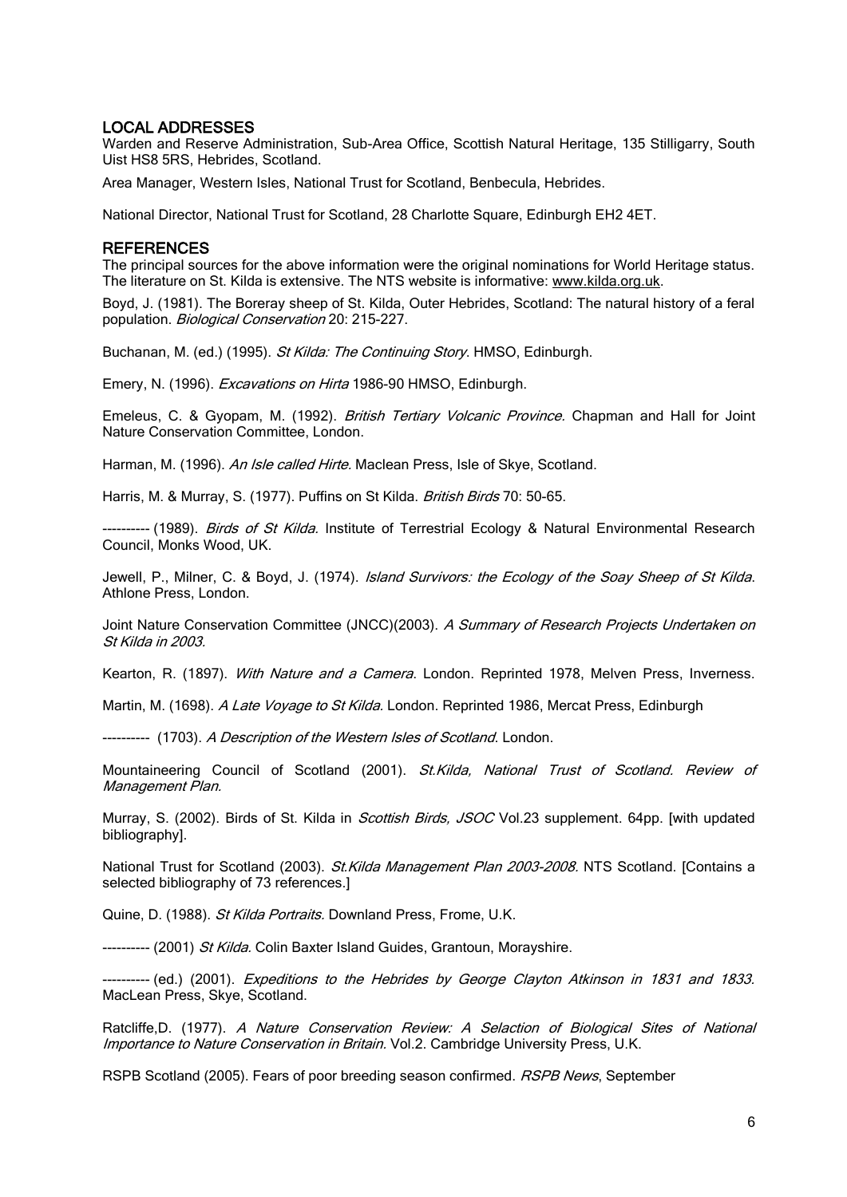## LOCAL ADDRESSES

Warden and Reserve Administration, Sub-Area Office, Scottish Natural Heritage, 135 Stilligarry, South Uist HS8 5RS, Hebrides, Scotland.

Area Manager, Western Isles, National Trust for Scotland, Benbecula, Hebrides.

National Director, National Trust for Scotland, 28 Charlotte Square, Edinburgh EH2 4ET.

## REFERENCES

The principal sources for the above information were the original nominations for World Heritage status. The literature on St. Kilda is extensive. The NTS website is informative: www.kilda.org.uk.

Boyd, J. (1981). The Boreray sheep of St. Kilda, Outer Hebrides, Scotland: The natural history of a feral population. *Biological Conservation* 20: 215-227.

Buchanan, M. (ed.) (1995). *St Kilda: The Continuing Story*. HMSO, Edinburgh.

Emery, N. (1996). *Excavations on Hirta* 1986-90 HMSO, Edinburgh.

Emeleus, C. & Gyopam, M. (1992). *British Tertiary Volcanic Province*. Chapman and Hall for Joint Nature Conservation Committee, London.

Harman, M. (1996). *An Isle called Hirte.* Maclean Press, Isle of Skye, Scotland.

Harris, M. & Murray, S. (1977). Puffins on St Kilda. *British Birds* 70: 50-65.

---------- (1989). *Birds of St Kilda.* Institute of Terrestrial Ecology & Natural Environmental Research Council, Monks Wood, UK.

Jewell, P., Milner, C. & Boyd, J. (1974). *Island Survivors: the Ecology of the Soay Sheep of St Kilda*. Athlone Press, London.

Joint Nature Conservation Committee (JNCC)(2003). *A Summary of Research Projects Undertaken on St Kilda in 2003.*

Kearton, R. (1897). *With Nature and a Camera*. London. Reprinted 1978, Melven Press, Inverness.

Martin, M. (1698). *A Late Voyage to St Kilda.* London. Reprinted 1986, Mercat Press, Edinburgh

---------- (1703). *A Description of the Western Isles of Scotland*. London.

Mountaineering Council of Scotland (2001). *St.Kilda, National Trust of Scotland. Review of Management Plan.*

Murray, S. (2002). Birds of St. Kilda in *Scottish Birds, JSOC* Vol.23 supplement. 64pp. [with updated bibliography].

National Trust for Scotland (2003). *St.Kilda Management Plan 2003-2008.* NTS Scotland. [Contains a selected bibliography of 73 references.]

Quine, D. (1988). *St Kilda Portraits.* Downland Press, Frome, U.K.

---------- (2001) *St Kilda.* Colin Baxter Island Guides, Grantoun, Morayshire.

---------- (ed.) (2001). *Expeditions to the Hebrides by George Clayton Atkinson in 1831 and 1833.* MacLean Press, Skye, Scotland.

Ratcliffe,D. (1977). *A Nature Conservation Review: A Selaction of Biological Sites of National Importance to Nature Conservation in Britain.* Vol.2. Cambridge University Press, U.K.

RSPB Scotland (2005). Fears of poor breeding season confirmed. *RSPB News*, September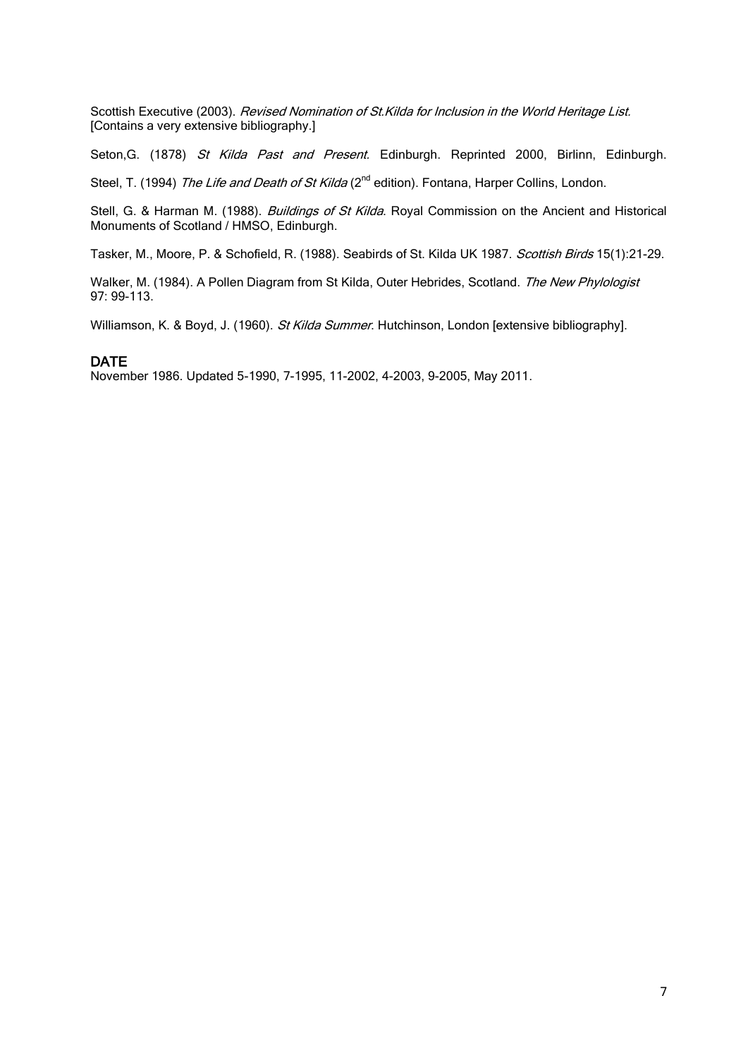Scottish Executive (2003). *Revised Nomination of St.Kilda for Inclusion in the World Heritage List.* [Contains a very extensive bibliography.]

Seton,G. (1878) *St Kilda Past and Present.* Edinburgh. Reprinted 2000, Birlinn, Edinburgh.

Steel, T. (1994) *The Life and Death of St Kilda* (2nd edition). Fontana, Harper Collins, London.

Stell, G. & Harman M. (1988). *Buildings of St Kilda.* Royal Commission on the Ancient and Historical Monuments of Scotland / HMSO, Edinburgh.

Tasker, M., Moore, P. & Schofield, R. (1988). Seabirds of St. Kilda UK 1987. *Scottish Birds* 15(1):21-29.

Walker, M. (1984). A Pollen Diagram from St Kilda, Outer Hebrides, Scotland. *The New Phylologist* 97: 99-113.

Williamson, K. & Boyd, J. (1960). *St Kilda Summer.* Hutchinson, London [extensive bibliography].

## DATE

November 1986. Updated 5-1990, 7-1995, 11-2002, 4-2003, 9-2005, May 2011.